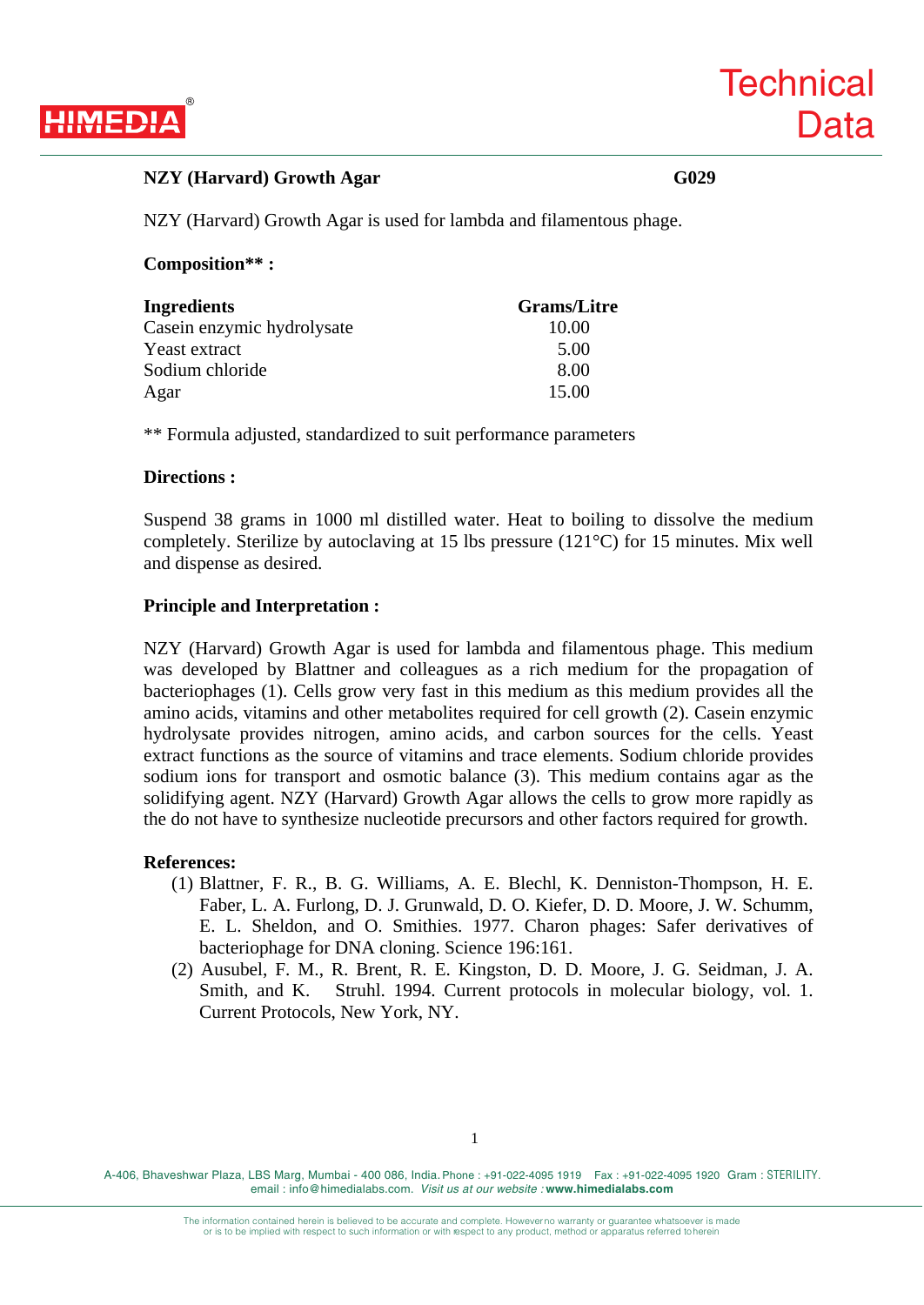# NZY (Harvard) Growth Agar — G029

NZY (Harvard) Growth Agar is used for lambda and filamentous phage.

**Composition** :**

| Ingredients | Grams/Litre |
|---|---|
| Casein enzymic hydrolysate | 10.00 |
| Yeast extract | 5.00 |
| Sodium chloride | 8.00 |
| Agar | 15.00 |

** Formula adjusted, standardized to suit performance parameters

**Directions :**

Suspend 38 grams in 1000 ml distilled water. Heat to boiling to dissolve the medium completely. Sterilize by autoclaving at 15 lbs pressure (121°C) for 15 minutes. Mix well and dispense as desired.

**Principle and Interpretation :**

NZY (Harvard) Growth Agar is used for lambda and filamentous phage. This medium was developed by Blattner and colleagues as a rich medium for the propagation of bacteriophages (1). Cells grow very fast in this medium as this medium provides all the amino acids, vitamins and other metabolites required for cell growth (2). Casein enzymic hydrolysate provides nitrogen, amino acids, and carbon sources for the cells. Yeast extract functions as the source of vitamins and trace elements. Sodium chloride provides sodium ions for transport and osmotic balance (3). This medium contains agar as the solidifying agent. NZY (Harvard) Growth Agar allows the cells to grow more rapidly as the do not have to synthesize nucleotide precursors and other factors required for growth.

**References:**

(1) Blattner, F. R., B. G. Williams, A. E. Blechl, K. Denniston-Thompson, H. E. Faber, L. A. Furlong, D. J. Grunwald, D. O. Kiefer, D. D. Moore, J. W. Schumm, E. L. Sheldon, and O. Smithies. 1977. Charon phages: Safer derivatives of bacteriophage for DNA cloning. Science 196:161.

(2) Ausubel, F. M., R. Brent, R. E. Kingston, D. D. Moore, J. G. Seidman, J. A. Smith, and K. Struhl. 1994. Current protocols in molecular biology, vol. 1. Current Protocols, New York, NY.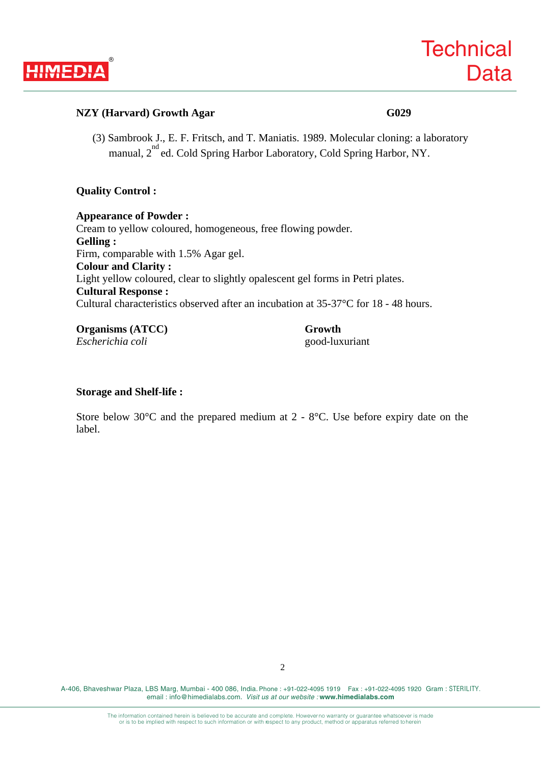## NZY (Harvard) Growth Agar — G029

(3) Sambrook J., E. F. Fritsch, and T. Maniatis. 1989. Molecular cloning: a laboratory manual, 2nd ed. Cold Spring Harbor Laboratory, Cold Spring Harbor, NY.

### Quality Control :

**Appearance of Powder :**
Cream to yellow coloured, homogeneous, free flowing powder.

**Gelling :**
Firm, comparable with 1.5% Agar gel.

**Colour and Clarity :**
Light yellow coloured, clear to slightly opalescent gel forms in Petri plates.

**Cultural Response :**
Cultural characteristics observed after an incubation at 35-37°C for 18 - 48 hours.

| Organisms (ATCC) | Growth |
| --- | --- |
| *Escherichia coli* | good-luxuriant |

### Storage and Shelf-life :

Store below 30°C and the prepared medium at 2 - 8°C. Use before expiry date on the label.

A-406, Bhaveshwar Plaza, LBS Marg, Mumbai - 400 086, India. Phone : +91-022-4095 1919 Fax : +91-022-4095 1920 Gram : STERILITY.
email : info@himedialabs.com. *Visit us at our website :* **www.himedialabs.com**

The information contained herein is believed to be accurate and complete. However no warranty or guarantee whatsoever is made or is to be implied with respect to such information or with respect to any product, method or apparatus referred to herein